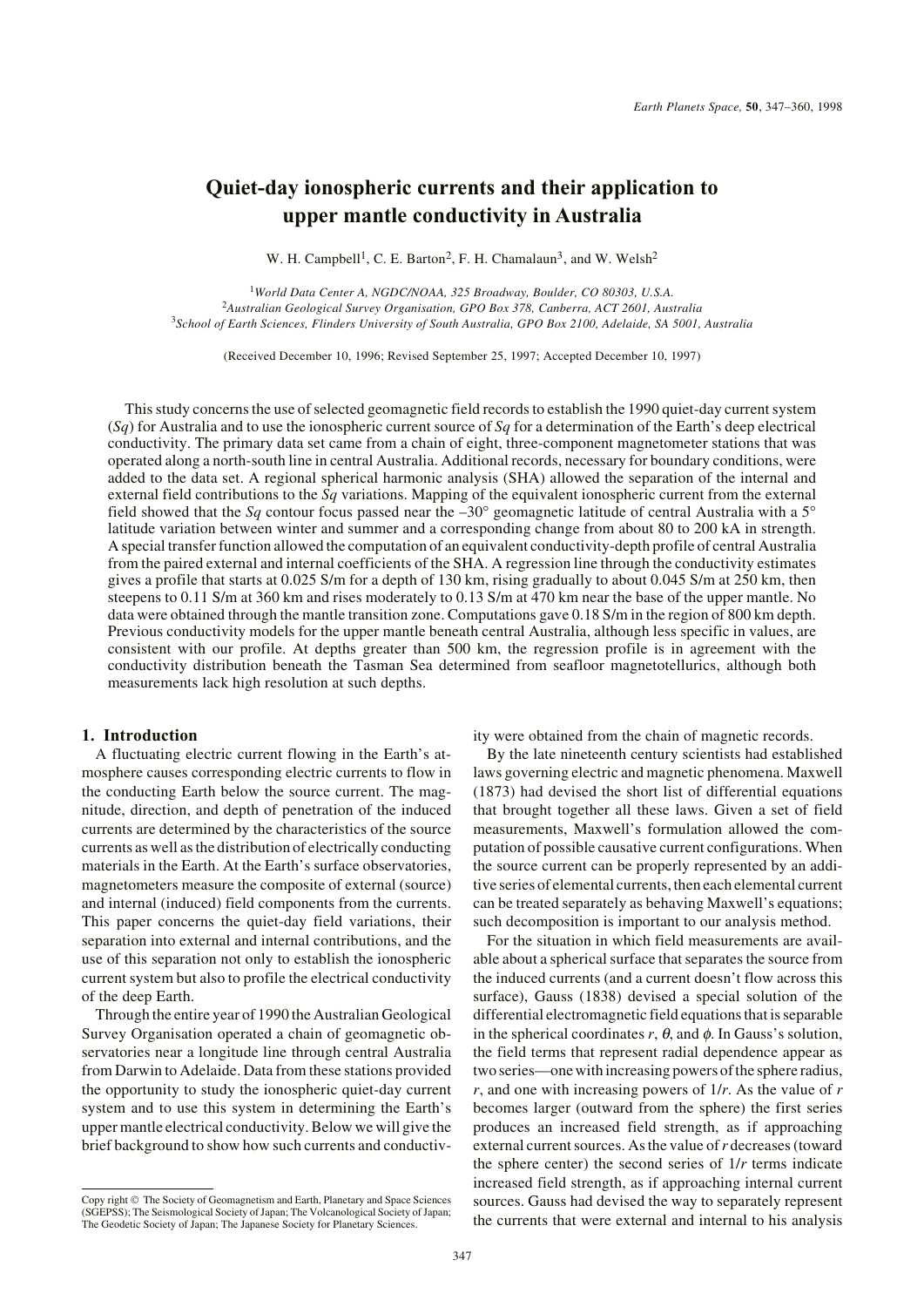# Quiet-day ionospheric currents and their application to upper mantle conductivity in Australia

W. H. Campbell[1], C. E. Barton[2], F. H. Chamalaun[3], and W. Welsh[2]

[1]*World Data Center A, NGDC/NOAA, 325 Broadway, Boulder, CO 80303, U.S.A.*
[2]*Australian Geological Survey Organisation, GPO Box 378, Canberra, ACT 2601, Australia*
[3]*School of Earth Sciences, Flinders University of South Australia, GPO Box 2100, Adelaide, SA 5001, Australia*

(Received December 10, 1996; Revised September 25, 1997; Accepted December 10, 1997)

This study concerns the use of selected geomagnetic field records to establish the 1990 quiet-day current system (*Sq*) for Australia and to use the ionospheric current source of *Sq* for a determination of the Earth's deep electrical conductivity. The primary data set came from a chain of eight, three-component magnetometer stations that was operated along a north-south line in central Australia. Additional records, necessary for boundary conditions, were added to the data set. A regional spherical harmonic analysis (SHA) allowed the separation of the internal and external field contributions to the *Sq* variations. Mapping of the equivalent ionospheric current from the external field showed that the *Sq* contour focus passed near the –30° geomagnetic latitude of central Australia with a 5° latitude variation between winter and summer and a corresponding change from about 80 to 200 kA in strength. A special transfer function allowed the computation of an equivalent conductivity-depth profile of central Australia from the paired external and internal coefficients of the SHA. A regression line through the conductivity estimates gives a profile that starts at 0.025 S/m for a depth of 130 km, rising gradually to about 0.045 S/m at 250 km, then steepens to 0.11 S/m at 360 km and rises moderately to 0.13 S/m at 470 km near the base of the upper mantle. No data were obtained through the mantle transition zone. Computations gave 0.18 S/m in the region of 800 km depth. Previous conductivity models for the upper mantle beneath central Australia, although less specific in values, are consistent with our profile. At depths greater than 500 km, the regression profile is in agreement with the conductivity distribution beneath the Tasman Sea determined from seafloor magnetotellurics, although both measurements lack high resolution at such depths.

## 1. Introduction

A fluctuating electric current flowing in the Earth's atmosphere causes corresponding electric currents to flow in the conducting Earth below the source current. The magnitude, direction, and depth of penetration of the induced currents are determined by the characteristics of the source currents as well as the distribution of electrically conducting materials in the Earth. At the Earth's surface observatories, magnetometers measure the composite of external (source) and internal (induced) field components from the currents. This paper concerns the quiet-day field variations, their separation into external and internal contributions, and the use of this separation not only to establish the ionospheric current system but also to profile the electrical conductivity of the deep Earth.

Through the entire year of 1990 the Australian Geological Survey Organisation operated a chain of geomagnetic observatories near a longitude line through central Australia from Darwin to Adelaide. Data from these stations provided the opportunity to study the ionospheric quiet-day current system and to use this system in determining the Earth's upper mantle electrical conductivity. Below we will give the brief background to show how such currents and conductivity were obtained from the chain of magnetic records.

By the late nineteenth century scientists had established laws governing electric and magnetic phenomena. Maxwell (1873) had devised the short list of differential equations that brought together all these laws. Given a set of field measurements, Maxwell's formulation allowed the computation of possible causative current configurations. When the source current can be properly represented by an additive series of elemental currents, then each elemental current can be treated separately as behaving Maxwell's equations; such decomposition is important to our analysis method.

For the situation in which field measurements are available about a spherical surface that separates the source from the induced currents (and a current doesn't flow across this surface), Gauss (1838) devised a special solution of the differential electromagnetic field equations that is separable in the spherical coordinates $r$, $\theta$, and $\phi$. In Gauss's solution, the field terms that represent radial dependence appear as two series—one with increasing powers of the sphere radius, $r$, and one with increasing powers of $1/r$. As the value of $r$ becomes larger (outward from the sphere) the first series produces an increased field strength, as if approaching external current sources. As the value of $r$ decreases (toward the sphere center) the second series of $1/r$ terms indicate increased field strength, as if approaching internal current sources. Gauss had devised the way to separately represent the currents that were external and internal to his analysis

Copy right © The Society of Geomagnetism and Earth, Planetary and Space Sciences (SGEPSS); The Seismological Society of Japan; The Volcanological Society of Japan; The Geodetic Society of Japan; The Japanese Society for Planetary Sciences.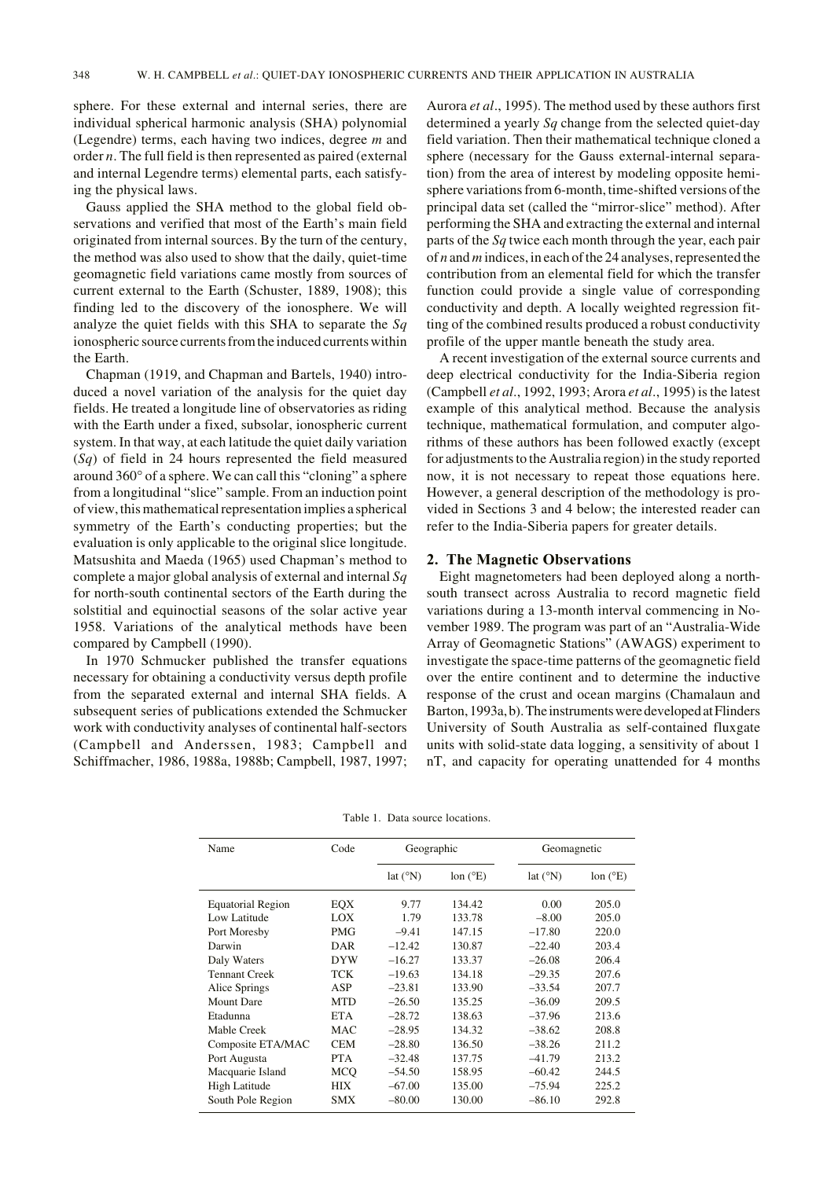sphere. For these external and internal series, there are individual spherical harmonic analysis (SHA) polynomial (Legendre) terms, each having two indices, degree *m* and order *n*. The full field is then represented as paired (external and internal Legendre terms) elemental parts, each satisfying the physical laws.

Gauss applied the SHA method to the global field observations and verified that most of the Earth's main field originated from internal sources. By the turn of the century, the method was also used to show that the daily, quiet-time geomagnetic field variations came mostly from sources of current external to the Earth (Schuster, 1889, 1908); this finding led to the discovery of the ionosphere. We will analyze the quiet fields with this SHA to separate the *Sq* ionospheric source currents from the induced currents within the Earth.

Chapman (1919, and Chapman and Bartels, 1940) introduced a novel variation of the analysis for the quiet day fields. He treated a longitude line of observatories as riding with the Earth under a fixed, subsolar, ionospheric current system. In that way, at each latitude the quiet daily variation (*Sq*) of field in 24 hours represented the field measured around 360° of a sphere. We can call this "cloning" a sphere from a longitudinal "slice" sample. From an induction point of view, this mathematical representation implies a spherical symmetry of the Earth's conducting properties; but the evaluation is only applicable to the original slice longitude. Matsushita and Maeda (1965) used Chapman's method to complete a major global analysis of external and internal *Sq* for north-south continental sectors of the Earth during the solstitial and equinoctial seasons of the solar active year 1958. Variations of the analytical methods have been compared by Campbell (1990).

In 1970 Schmucker published the transfer equations necessary for obtaining a conductivity versus depth profile from the separated external and internal SHA fields. A subsequent series of publications extended the Schmucker work with conductivity analyses of continental half-sectors (Campbell and Anderssen, 1983; Campbell and Schiffmacher, 1986, 1988a, 1988b; Campbell, 1987, 1997; Aurora *et al*., 1995). The method used by these authors first determined a yearly *Sq* change from the selected quiet-day field variation. Then their mathematical technique cloned a sphere (necessary for the Gauss external-internal separation) from the area of interest by modeling opposite hemisphere variations from 6-month, time-shifted versions of the principal data set (called the "mirror-slice" method). After performing the SHA and extracting the external and internal parts of the *Sq* twice each month through the year, each pair of *n* and *m* indices, in each of the 24 analyses, represented the contribution from an elemental field for which the transfer function could provide a single value of corresponding conductivity and depth. A locally weighted regression fitting of the combined results produced a robust conductivity profile of the upper mantle beneath the study area.

A recent investigation of the external source currents and deep electrical conductivity for the India-Siberia region (Campbell *et al*., 1992, 1993; Arora *et al*., 1995) is the latest example of this analytical method. Because the analysis technique, mathematical formulation, and computer algorithms of these authors has been followed exactly (except for adjustments to the Australia region) in the study reported now, it is not necessary to repeat those equations here. However, a general description of the methodology is provided in Sections 3 and 4 below; the interested reader can refer to the India-Siberia papers for greater details.

## 2. The Magnetic Observations

Eight magnetometers had been deployed along a north-south transect across Australia to record magnetic field variations during a 13-month interval commencing in November 1989. The program was part of an "Australia-Wide Array of Geomagnetic Stations" (AWAGS) experiment to investigate the space-time patterns of the geomagnetic field over the entire continent and to determine the inductive response of the crust and ocean margins (Chamalaun and Barton, 1993a, b). The instruments were developed at Flinders University of South Australia as self-contained fluxgate units with solid-state data logging, a sensitivity of about 1 nT, and capacity for operating unattended for 4 months

Table 1. Data source locations.

| Name | Code | Geographic | | Geomagnetic | |
|---|---|---|---|---|---|
| | | lat (°N) | lon (°E) | lat (°N) | lon (°E) |
| Equatorial Region | EQX | 9.77 | 134.42 | 0.00 | 205.0 |
| Low Latitude | LOX | 1.79 | 133.78 | −8.00 | 205.0 |
| Port Moresby | PMG | −9.41 | 147.15 | −17.80 | 220.0 |
| Darwin | DAR | −12.42 | 130.87 | −22.40 | 203.4 |
| Daly Waters | DYW | −16.27 | 133.37 | −26.08 | 206.4 |
| Tennant Creek | TCK | −19.63 | 134.18 | −29.35 | 207.6 |
| Alice Springs | ASP | −23.81 | 133.90 | −33.54 | 207.7 |
| Mount Dare | MTD | −26.50 | 135.25 | −36.09 | 209.5 |
| Etadunna | ETA | −28.72 | 138.63 | −37.96 | 213.6 |
| Mable Creek | MAC | −28.95 | 134.32 | −38.62 | 208.8 |
| Composite ETA/MAC | CEM | −28.80 | 136.50 | −38.26 | 211.2 |
| Port Augusta | PTA | −32.48 | 137.75 | −41.79 | 213.2 |
| Macquarie Island | MCQ | −54.50 | 158.95 | −60.42 | 244.5 |
| High Latitude | HIX | −67.00 | 135.00 | −75.94 | 225.2 |
| South Pole Region | SMX | −80.00 | 130.00 | −86.10 | 292.8 |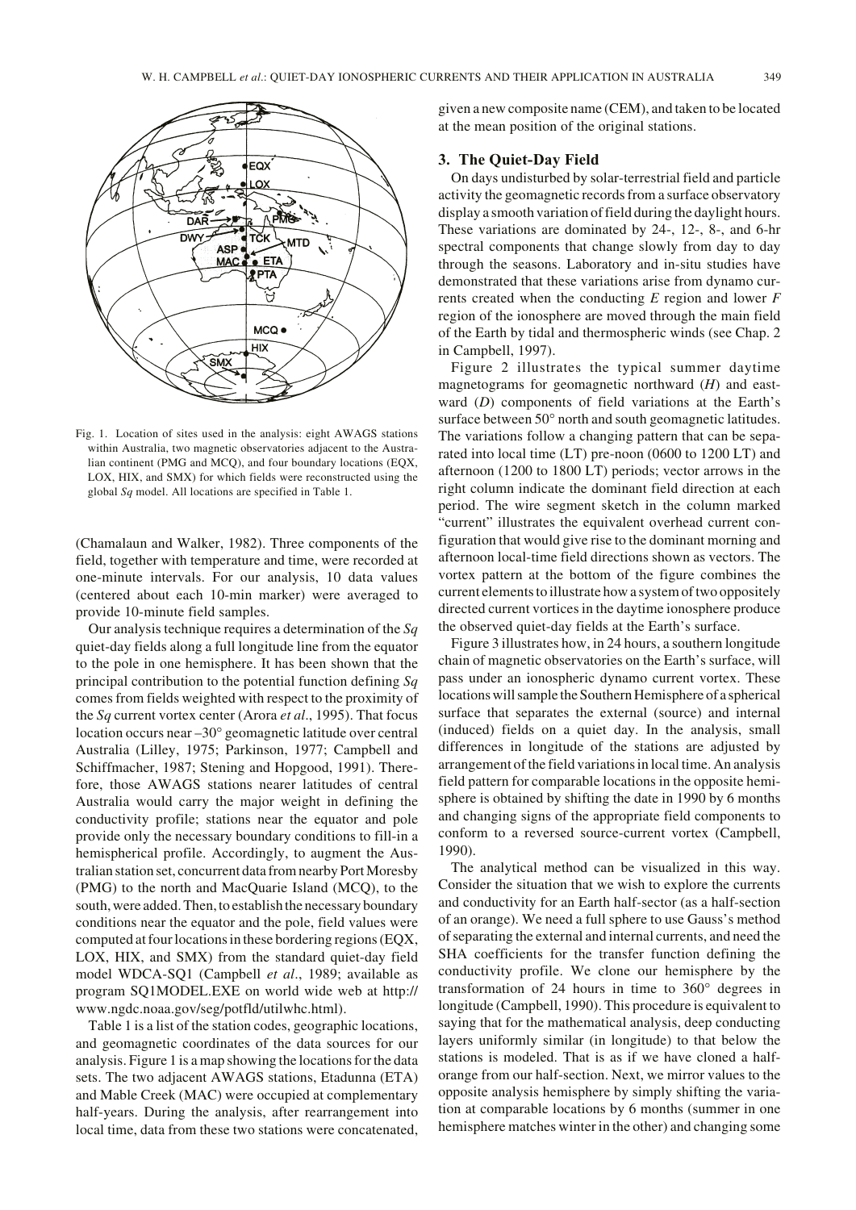Fig. 1. Location of sites used in the analysis: eight AWAGS stations within Australia, two magnetic observatories adjacent to the Australian continent (PMG and MCQ), and four boundary locations (EQX, LOX, HIX, and SMX) for which fields were reconstructed using the global *Sq* model. All locations are specified in Table 1.

(Chamalaun and Walker, 1982). Three components of the field, together with temperature and time, were recorded at one-minute intervals. For our analysis, 10 data values (centered about each 10-min marker) were averaged to provide 10-minute field samples.

Our analysis technique requires a determination of the *Sq* quiet-day fields along a full longitude line from the equator to the pole in one hemisphere. It has been shown that the principal contribution to the potential function defining *Sq* comes from fields weighted with respect to the proximity of the *Sq* current vortex center (Arora *et al*., 1995). That focus location occurs near –30° geomagnetic latitude over central Australia (Lilley, 1975; Parkinson, 1977; Campbell and Schiffmacher, 1987; Stening and Hopgood, 1991). Therefore, those AWAGS stations nearer latitudes of central Australia would carry the major weight in defining the conductivity profile; stations near the equator and pole provide only the necessary boundary conditions to fill-in a hemispherical profile. Accordingly, to augment the Australian station set, concurrent data from nearby Port Moresby (PMG) to the north and MacQuarie Island (MCQ), to the south, were added. Then, to establish the necessary boundary conditions near the equator and the pole, field values were computed at four locations in these bordering regions (EQX, LOX, HIX, and SMX) from the standard quiet-day field model WDCA-SQ1 (Campbell *et al*., 1989; available as program SQ1MODEL.EXE on world wide web at http://www.ngdc.noaa.gov/seg/potfld/utilwhc.html).

Table 1 is a list of the station codes, geographic locations, and geomagnetic coordinates of the data sources for our analysis. Figure 1 is a map showing the locations for the data sets. The two adjacent AWAGS stations, Etadunna (ETA) and Mable Creek (MAC) were occupied at complementary half-years. During the analysis, after rearrangement into local time, data from these two stations were concatenated, given a new composite name (CEM), and taken to be located at the mean position of the original stations.

## 3. The Quiet-Day Field

On days undisturbed by solar-terrestrial field and particle activity the geomagnetic records from a surface observatory display a smooth variation of field during the daylight hours. These variations are dominated by 24-, 12-, 8-, and 6-hr spectral components that change slowly from day to day through the seasons. Laboratory and in-situ studies have demonstrated that these variations arise from dynamo currents created when the conducting *E* region and lower *F* region of the ionosphere are moved through the main field of the Earth by tidal and thermospheric winds (see Chap. 2 in Campbell, 1997).

Figure 2 illustrates the typical summer daytime magnetograms for geomagnetic northward (*H*) and eastward (*D*) components of field variations at the Earth's surface between 50° north and south geomagnetic latitudes. The variations follow a changing pattern that can be separated into local time (LT) pre-noon (0600 to 1200 LT) and afternoon (1200 to 1800 LT) periods; vector arrows in the right column indicate the dominant field direction at each period. The wire segment sketch in the column marked "current" illustrates the equivalent overhead current configuration that would give rise to the dominant morning and afternoon local-time field directions shown as vectors. The vortex pattern at the bottom of the figure combines the current elements to illustrate how a system of two oppositely directed current vortices in the daytime ionosphere produce the observed quiet-day fields at the Earth's surface.

Figure 3 illustrates how, in 24 hours, a southern longitude chain of magnetic observatories on the Earth's surface, will pass under an ionospheric dynamo current vortex. These locations will sample the Southern Hemisphere of a spherical surface that separates the external (source) and internal (induced) fields on a quiet day. In the analysis, small differences in longitude of the stations are adjusted by arrangement of the field variations in local time. An analysis field pattern for comparable locations in the opposite hemisphere is obtained by shifting the date in 1990 by 6 months and changing signs of the appropriate field components to conform to a reversed source-current vortex (Campbell, 1990).

The analytical method can be visualized in this way. Consider the situation that we wish to explore the currents and conductivity for an Earth half-sector (as a half-section of an orange). We need a full sphere to use Gauss's method of separating the external and internal currents, and need the SHA coefficients for the transfer function defining the conductivity profile. We clone our hemisphere by the transformation of 24 hours in time to 360° degrees in longitude (Campbell, 1990). This procedure is equivalent to saying that for the mathematical analysis, deep conducting layers uniformly similar (in longitude) to that below the stations is modeled. That is as if we have cloned a half-orange from our half-section. Next, we mirror values to the opposite analysis hemisphere by simply shifting the variation at comparable locations by 6 months (summer in one hemisphere matches winter in the other) and changing some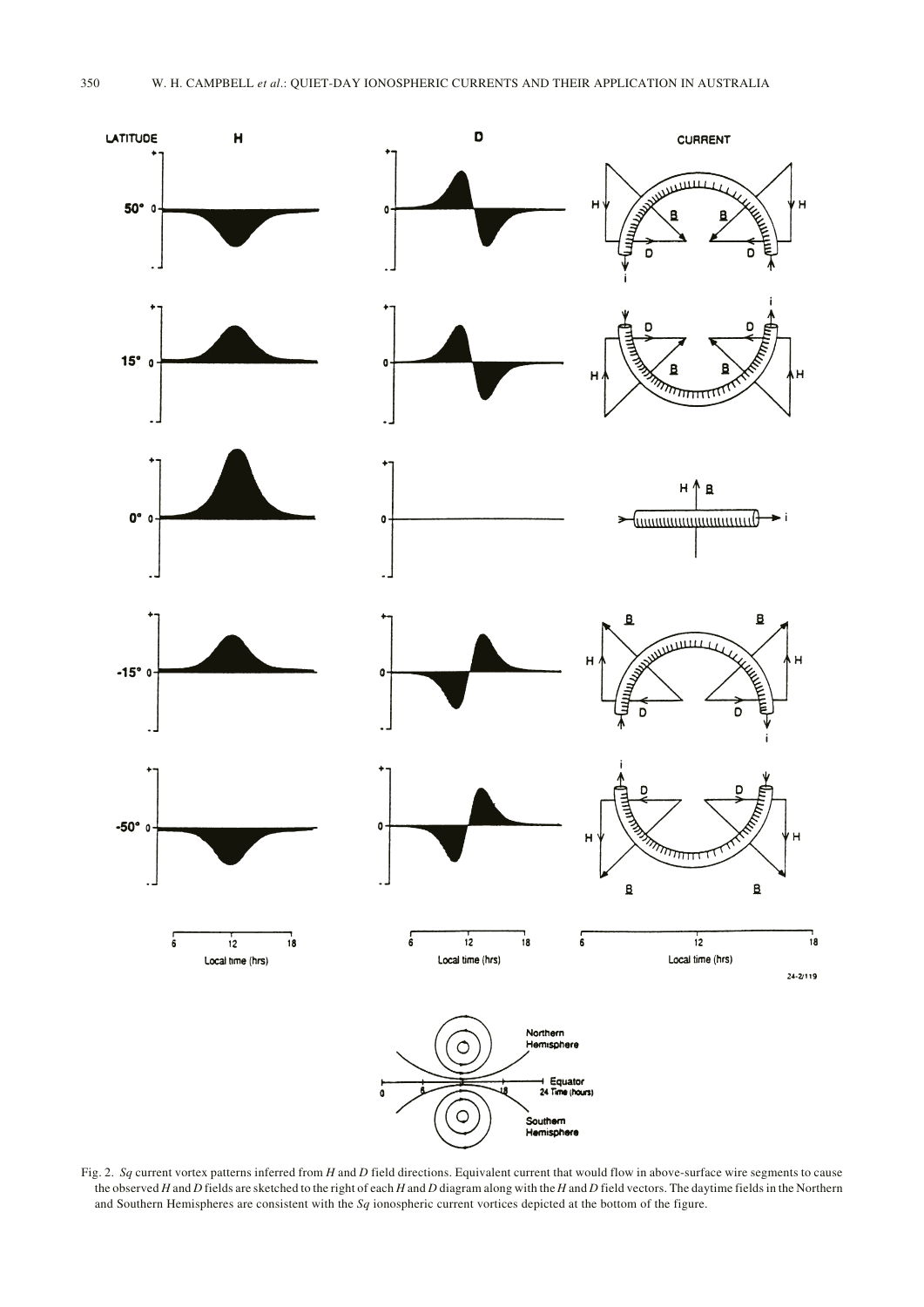Fig. 2. *Sq* current vortex patterns inferred from *H* and *D* field directions. Equivalent current that would flow in above-surface wire segments to cause the observed *H* and *D* fields are sketched to the right of each *H* and *D* diagram along with the *H* and *D* field vectors. The daytime fields in the Northern and Southern Hemispheres are consistent with the *Sq* ionospheric current vortices depicted at the bottom of the figure.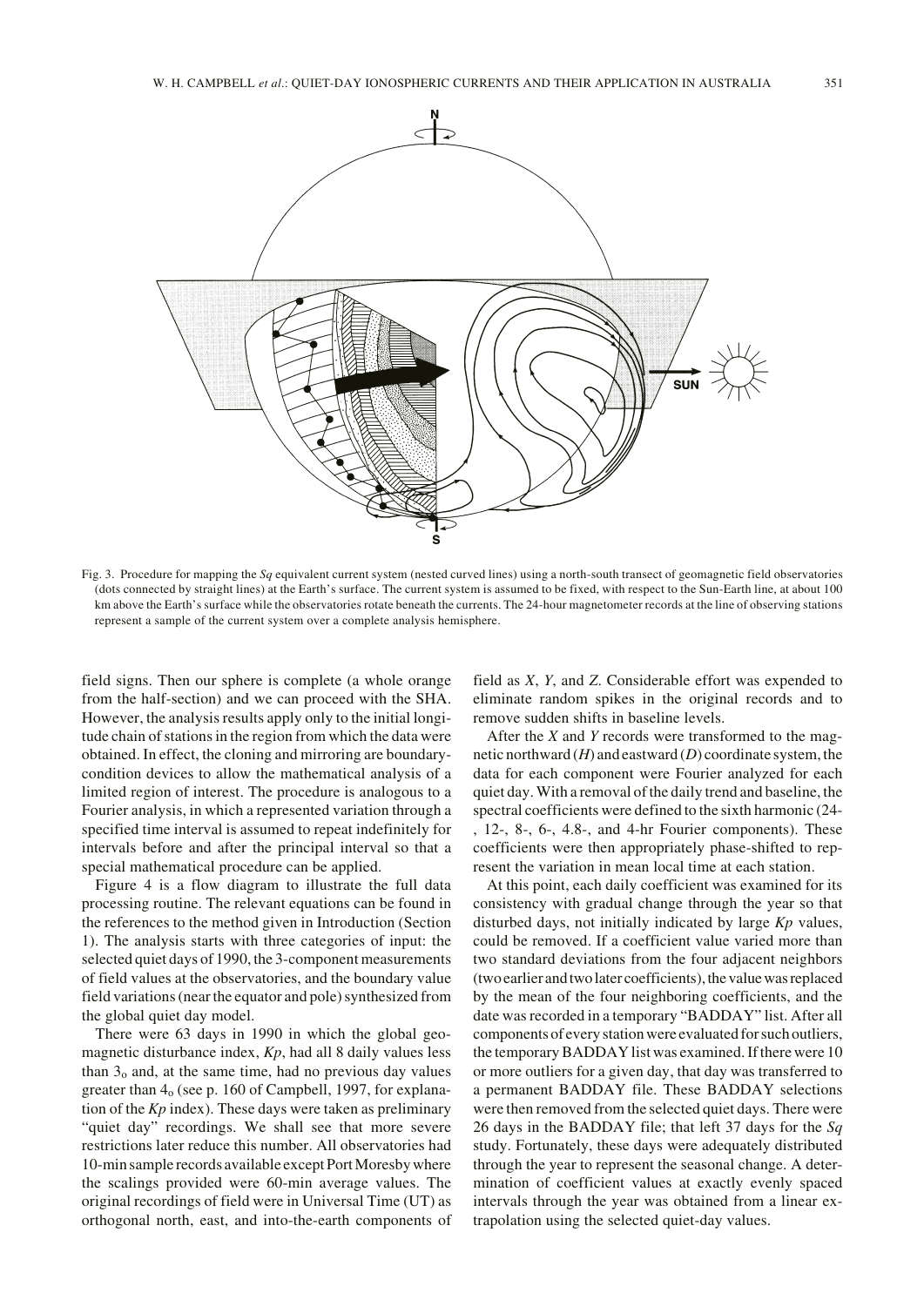Fig. 3. Procedure for mapping the *Sq* equivalent current system (nested curved lines) using a north-south transect of geomagnetic field observatories (dots connected by straight lines) at the Earth's surface. The current system is assumed to be fixed, with respect to the Sun-Earth line, at about 100 km above the Earth's surface while the observatories rotate beneath the currents. The 24-hour magnetometer records at the line of observing stations represent a sample of the current system over a complete analysis hemisphere.

field signs. Then our sphere is complete (a whole orange from the half-section) and we can proceed with the SHA. However, the analysis results apply only to the initial longitude chain of stations in the region from which the data were obtained. In effect, the cloning and mirroring are boundary-condition devices to allow the mathematical analysis of a limited region of interest. The procedure is analogous to a Fourier analysis, in which a represented variation through a specified time interval is assumed to repeat indefinitely for intervals before and after the principal interval so that a special mathematical procedure can be applied.

Figure 4 is a flow diagram to illustrate the full data processing routine. The relevant equations can be found in the references to the method given in Introduction (Section 1). The analysis starts with three categories of input: the selected quiet days of 1990, the 3-component measurements of field values at the observatories, and the boundary value field variations (near the equator and pole) synthesized from the global quiet day model.

There were 63 days in 1990 in which the global geomagnetic disturbance index, *Kp*, had all 8 daily values less than $3_o$ and, at the same time, had no previous day values greater than $4_o$ (see p. 160 of Campbell, 1997, for explanation of the *Kp* index). These days were taken as preliminary "quiet day" recordings. We shall see that more severe restrictions later reduce this number. All observatories had 10-min sample records available except Port Moresby where the scalings provided were 60-min average values. The original recordings of field were in Universal Time (UT) as orthogonal north, east, and into-the-earth components of field as *X*, *Y*, and *Z*. Considerable effort was expended to eliminate random spikes in the original records and to remove sudden shifts in baseline levels.

After the *X* and *Y* records were transformed to the magnetic northward (*H*) and eastward (*D*) coordinate system, the data for each component were Fourier analyzed for each quiet day. With a removal of the daily trend and baseline, the spectral coefficients were defined to the sixth harmonic (24-, 12-, 8-, 6-, 4.8-, and 4-hr Fourier components). These coefficients were then appropriately phase-shifted to represent the variation in mean local time at each station.

At this point, each daily coefficient was examined for its consistency with gradual change through the year so that disturbed days, not initially indicated by large *Kp* values, could be removed. If a coefficient value varied more than two standard deviations from the four adjacent neighbors (two earlier and two later coefficients), the value was replaced by the mean of the four neighboring coefficients, and the date was recorded in a temporary "BADDAY" list. After all components of every station were evaluated for such outliers, the temporary BADDAY list was examined. If there were 10 or more outliers for a given day, that day was transferred to a permanent BADDAY file. These BADDAY selections were then removed from the selected quiet days. There were 26 days in the BADDAY file; that left 37 days for the *Sq* study. Fortunately, these days were adequately distributed through the year to represent the seasonal change. A determination of coefficient values at exactly evenly spaced intervals through the year was obtained from a linear extrapolation using the selected quiet-day values.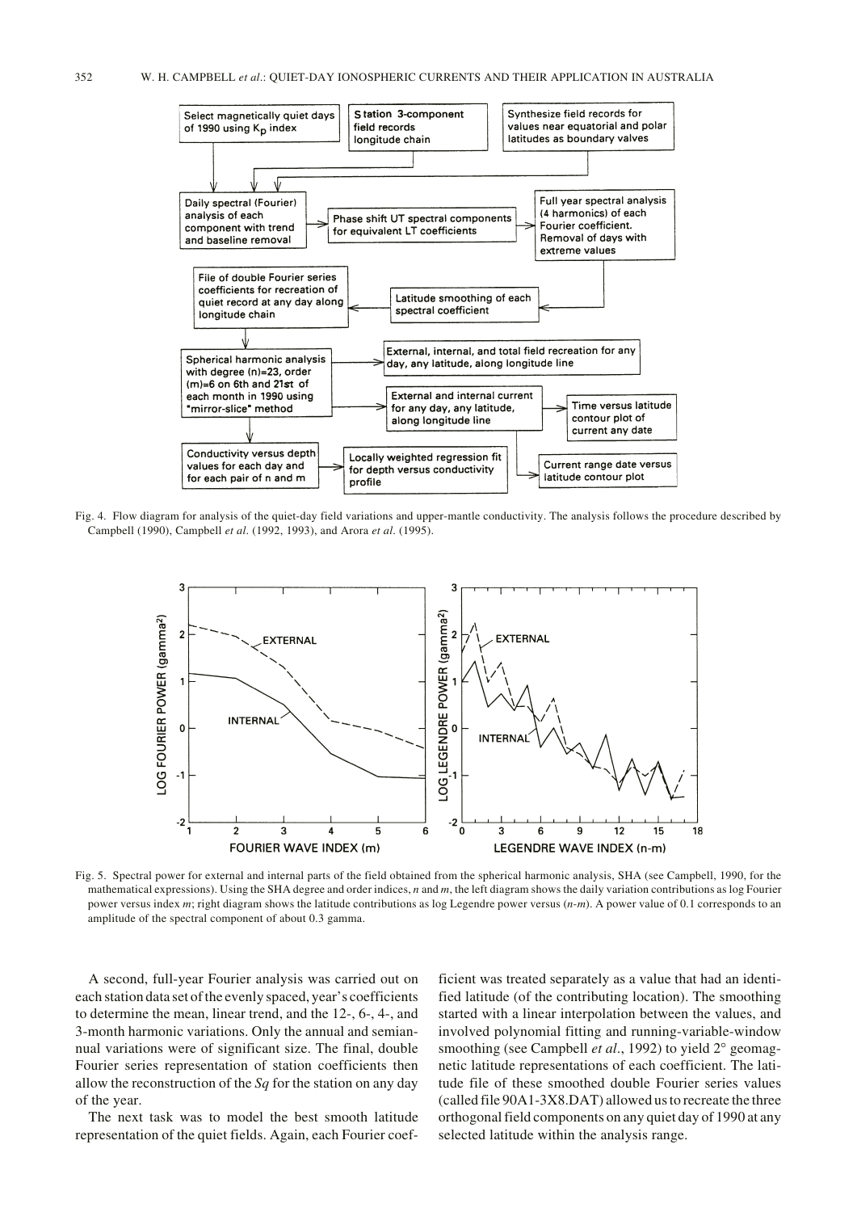Fig. 4. Flow diagram for analysis of the quiet-day field variations and upper-mantle conductivity. The analysis follows the procedure described by Campbell (1990), Campbell *et al*. (1992, 1993), and Arora *et al*. (1995).

Fig. 5. Spectral power for external and internal parts of the field obtained from the spherical harmonic analysis, SHA (see Campbell, 1990, for the mathematical expressions). Using the SHA degree and order indices, $n$ and $m$, the left diagram shows the daily variation contributions as log Fourier power versus index $m$; right diagram shows the latitude contributions as log Legendre power versus ($n$-$m$). A power value of 0.1 corresponds to an amplitude of the spectral component of about 0.3 gamma.

A second, full-year Fourier analysis was carried out on each station data set of the evenly spaced, year's coefficients to determine the mean, linear trend, and the 12-, 6-, 4-, and 3-month harmonic variations. Only the annual and semiannual variations were of significant size. The final, double Fourier series representation of station coefficients then allow the reconstruction of the *Sq* for the station on any day of the year.

The next task was to model the best smooth latitude representation of the quiet fields. Again, each Fourier coefficient was treated separately as a value that had an identified latitude (of the contributing location). The smoothing started with a linear interpolation between the values, and involved polynomial fitting and running-variable-window smoothing (see Campbell *et al*., 1992) to yield 2° geomagnetic latitude representations of each coefficient. The latitude file of these smoothed double Fourier series values (called file 90A1-3X8.DAT) allowed us to recreate the three orthogonal field components on any quiet day of 1990 at any selected latitude within the analysis range.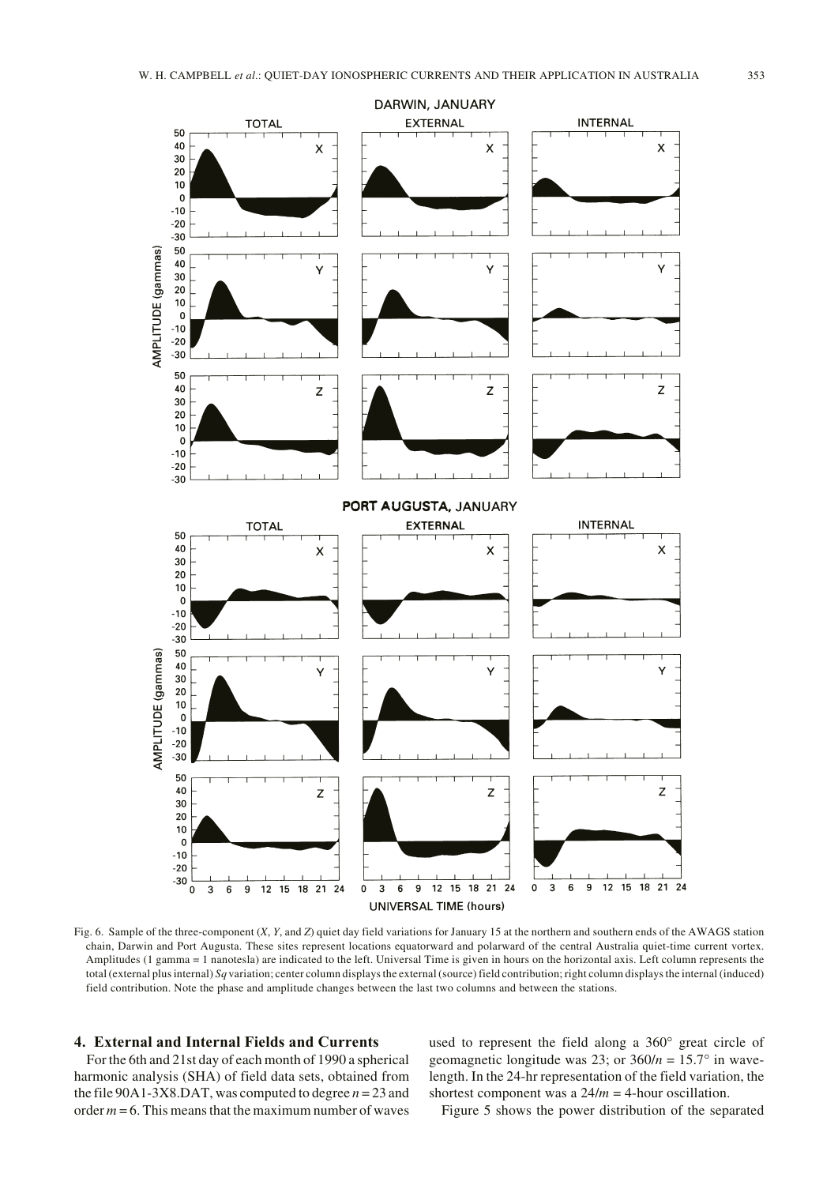Fig. 6. Sample of the three-component (*X*, *Y*, and *Z*) quiet day field variations for January 15 at the northern and southern ends of the AWAGS station chain, Darwin and Port Augusta. These sites represent locations equatorward and polarward of the central Australia quiet-time current vortex. Amplitudes (1 gamma = 1 nanotesla) are indicated to the left. Universal Time is given in hours on the horizontal axis. Left column represents the total (external plus internal) *Sq* variation; center column displays the external (source) field contribution; right column displays the internal (induced) field contribution. Note the phase and amplitude changes between the last two columns and between the stations.

## 4. External and Internal Fields and Currents

For the 6th and 21st day of each month of 1990 a spherical harmonic analysis (SHA) of field data sets, obtained from the file 90A1-3X8.DAT, was computed to degree $n = 23$ and order $m = 6$. This means that the maximum number of waves used to represent the field along a 360° great circle of geomagnetic longitude was 23; or $360/n = 15.7°$ in wavelength. In the 24-hr representation of the field variation, the shortest component was a $24/m = 4$-hour oscillation.

Figure 5 shows the power distribution of the separated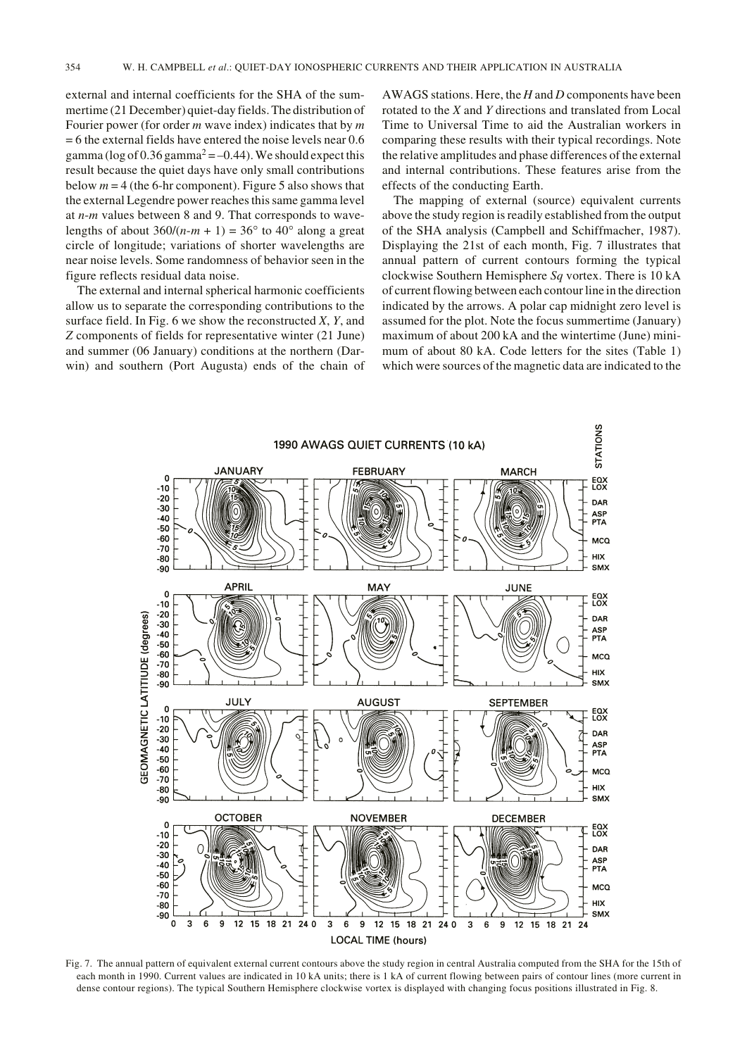external and internal coefficients for the SHA of the summertime (21 December) quiet-day fields. The distribution of Fourier power (for order $m$ wave index) indicates that by $m = 6$ the external fields have entered the noise levels near 0.6 gamma (log of 0.36 gamma$^2$ = –0.44). We should expect this result because the quiet days have only small contributions below $m = 4$ (the 6-hr component). Figure 5 also shows that the external Legendre power reaches this same gamma level at $n$-$m$ values between 8 and 9. That corresponds to wavelengths of about $360/(n-m+1) = 36°$ to $40°$ along a great circle of longitude; variations of shorter wavelengths are near noise levels. Some randomness of behavior seen in the figure reflects residual data noise.

The external and internal spherical harmonic coefficients allow us to separate the corresponding contributions to the surface field. In Fig. 6 we show the reconstructed $X$, $Y$, and $Z$ components of fields for representative winter (21 June) and summer (06 January) conditions at the northern (Darwin) and southern (Port Augusta) ends of the chain of AWAGS stations. Here, the $H$ and $D$ components have been rotated to the $X$ and $Y$ directions and translated from Local Time to Universal Time to aid the Australian workers in comparing these results with their typical recordings. Note the relative amplitudes and phase differences of the external and internal contributions. These features arise from the effects of the conducting Earth.

The mapping of external (source) equivalent currents above the study region is readily established from the output of the SHA analysis (Campbell and Schiffmacher, 1987). Displaying the 21st of each month, Fig. 7 illustrates that annual pattern of current contours forming the typical clockwise Southern Hemisphere $Sq$ vortex. There is 10 kA of current flowing between each contour line in the direction indicated by the arrows. A polar cap midnight zero level is assumed for the plot. Note the focus summertime (January) maximum of about 200 kA and the wintertime (June) minimum of about 80 kA. Code letters for the sites (Table 1) which were sources of the magnetic data are indicated to the

Fig. 7. The annual pattern of equivalent external current contours above the study region in central Australia computed from the SHA for the 15th of each month in 1990. Current values are indicated in 10 kA units; there is 1 kA of current flowing between pairs of contour lines (more current in dense contour regions). The typical Southern Hemisphere clockwise vortex is displayed with changing focus positions illustrated in Fig. 8.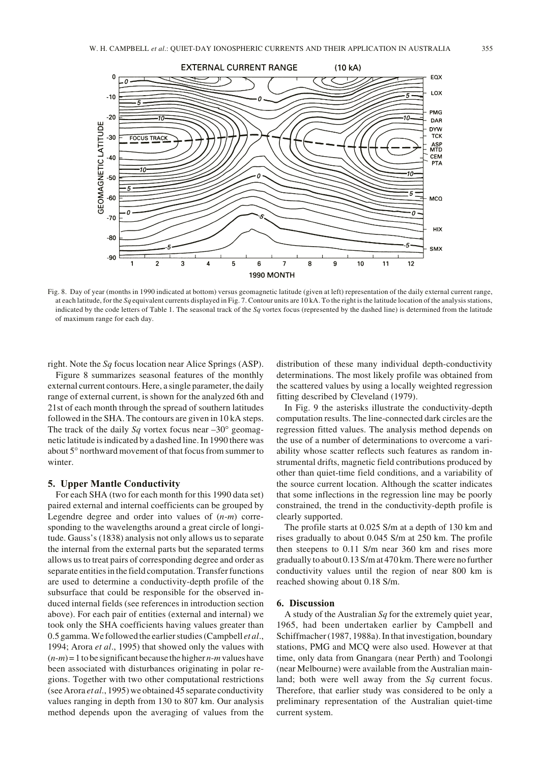Fig. 8. Day of year (months in 1990 indicated at bottom) versus geomagnetic latitude (given at left) representation of the daily external current range, at each latitude, for the *Sq* equivalent currents displayed in Fig. 7. Contour units are 10 kA. To the right is the latitude location of the analysis stations, indicated by the code letters of Table 1. The seasonal track of the *Sq* vortex focus (represented by the dashed line) is determined from the latitude of maximum range for each day.

right. Note the *Sq* focus location near Alice Springs (ASP).

Figure 8 summarizes seasonal features of the monthly external current contours. Here, a single parameter, the daily range of external current, is shown for the analyzed 6th and 21st of each month through the spread of southern latitudes followed in the SHA. The contours are given in 10 kA steps. The track of the daily *Sq* vortex focus near –30° geomagnetic latitude is indicated by a dashed line. In 1990 there was about 5° northward movement of that focus from summer to winter.

## 5. Upper Mantle Conductivity

For each SHA (two for each month for this 1990 data set) paired external and internal coefficients can be grouped by Legendre degree and order into values of ($n$-$m$) corresponding to the wavelengths around a great circle of longitude. Gauss's (1838) analysis not only allows us to separate the internal from the external parts but the separated terms allows us to treat pairs of corresponding degree and order as separate entities in the field computation. Transfer functions are used to determine a conductivity-depth profile of the subsurface that could be responsible for the observed induced internal fields (see references in introduction section above). For each pair of entities (external and internal) we took only the SHA coefficients having values greater than 0.5 gamma. We followed the earlier studies (Campbell *et al.*, 1994; Arora *et al.*, 1995) that showed only the values with ($n$-$m$) = 1 to be significant because the higher $n$-$m$ values have been associated with disturbances originating in polar regions. Together with two other computational restrictions (see Arora *et al.*, 1995) we obtained 45 separate conductivity values ranging in depth from 130 to 807 km. Our analysis method depends upon the averaging of values from the distribution of these many individual depth-conductivity determinations. The most likely profile was obtained from the scattered values by using a locally weighted regression fitting described by Cleveland (1979).

In Fig. 9 the asterisks illustrate the conductivity-depth computation results. The line-connected dark circles are the regression fitted values. The analysis method depends on the use of a number of determinations to overcome a variability whose scatter reflects such features as random instrumental drifts, magnetic field contributions produced by other than quiet-time field conditions, and a variability of the source current location. Although the scatter indicates that some inflections in the regression line may be poorly constrained, the trend in the conductivity-depth profile is clearly supported.

The profile starts at 0.025 S/m at a depth of 130 km and rises gradually to about 0.045 S/m at 250 km. The profile then steepens to 0.11 S/m near 360 km and rises more gradually to about 0.13 S/m at 470 km. There were no further conductivity values until the region of near 800 km is reached showing about 0.18 S/m.

## 6. Discussion

A study of the Australian *Sq* for the extremely quiet year, 1965, had been undertaken earlier by Campbell and Schiffmacher (1987, 1988a). In that investigation, boundary stations, PMG and MCQ were also used. However at that time, only data from Gnangara (near Perth) and Toolongi (near Melbourne) were available from the Australian mainland; both were well away from the *Sq* current focus. Therefore, that earlier study was considered to be only a preliminary representation of the Australian quiet-time current system.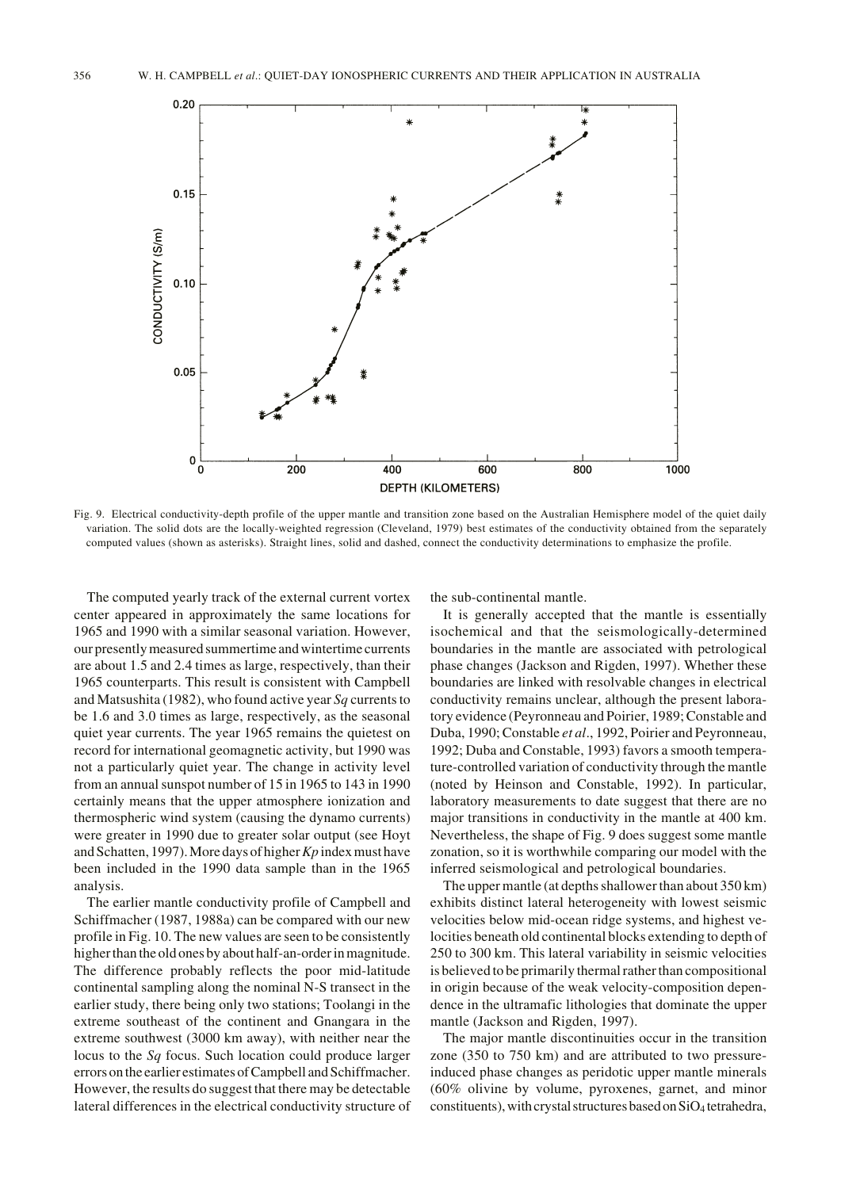Fig. 9. Electrical conductivity-depth profile of the upper mantle and transition zone based on the Australian Hemisphere model of the quiet daily variation. The solid dots are the locally-weighted regression (Cleveland, 1979) best estimates of the conductivity obtained from the separately computed values (shown as asterisks). Straight lines, solid and dashed, connect the conductivity determinations to emphasize the profile.

The computed yearly track of the external current vortex center appeared in approximately the same locations for 1965 and 1990 with a similar seasonal variation. However, our presently measured summertime and wintertime currents are about 1.5 and 2.4 times as large, respectively, than their 1965 counterparts. This result is consistent with Campbell and Matsushita (1982), who found active year *Sq* currents to be 1.6 and 3.0 times as large, respectively, as the seasonal quiet year currents. The year 1965 remains the quietest on record for international geomagnetic activity, but 1990 was not a particularly quiet year. The change in activity level from an annual sunspot number of 15 in 1965 to 143 in 1990 certainly means that the upper atmosphere ionization and thermospheric wind system (causing the dynamo currents) were greater in 1990 due to greater solar output (see Hoyt and Schatten, 1997). More days of higher *Kp* index must have been included in the 1990 data sample than in the 1965 analysis.

The earlier mantle conductivity profile of Campbell and Schiffmacher (1987, 1988a) can be compared with our new profile in Fig. 10. The new values are seen to be consistently higher than the old ones by about half-an-order in magnitude. The difference probably reflects the poor mid-latitude continental sampling along the nominal N-S transect in the earlier study, there being only two stations; Toolangi in the extreme southeast of the continent and Gnangara in the extreme southwest (3000 km away), with neither near the locus to the *Sq* focus. Such location could produce larger errors on the earlier estimates of Campbell and Schiffmacher. However, the results do suggest that there may be detectable lateral differences in the electrical conductivity structure of the sub-continental mantle.

It is generally accepted that the mantle is essentially isochemical and that the seismologically-determined boundaries in the mantle are associated with petrological phase changes (Jackson and Rigden, 1997). Whether these boundaries are linked with resolvable changes in electrical conductivity remains unclear, although the present laboratory evidence (Peyronneau and Poirier, 1989; Constable and Duba, 1990; Constable *et al*., 1992, Poirier and Peyronneau, 1992; Duba and Constable, 1993) favors a smooth temperature-controlled variation of conductivity through the mantle (noted by Heinson and Constable, 1992). In particular, laboratory measurements to date suggest that there are no major transitions in conductivity in the mantle at 400 km. Nevertheless, the shape of Fig. 9 does suggest some mantle zonation, so it is worthwhile comparing our model with the inferred seismological and petrological boundaries.

The upper mantle (at depths shallower than about 350 km) exhibits distinct lateral heterogeneity with lowest seismic velocities below mid-ocean ridge systems, and highest velocities beneath old continental blocks extending to depth of 250 to 300 km. This lateral variability in seismic velocities is believed to be primarily thermal rather than compositional in origin because of the weak velocity-composition dependence in the ultramafic lithologies that dominate the upper mantle (Jackson and Rigden, 1997).

The major mantle discontinuities occur in the transition zone (350 to 750 km) and are attributed to two pressure-induced phase changes as peridotic upper mantle minerals (60% olivine by volume, pyroxenes, garnet, and minor constituents), with crystal structures based on $SiO_4$ tetrahedra,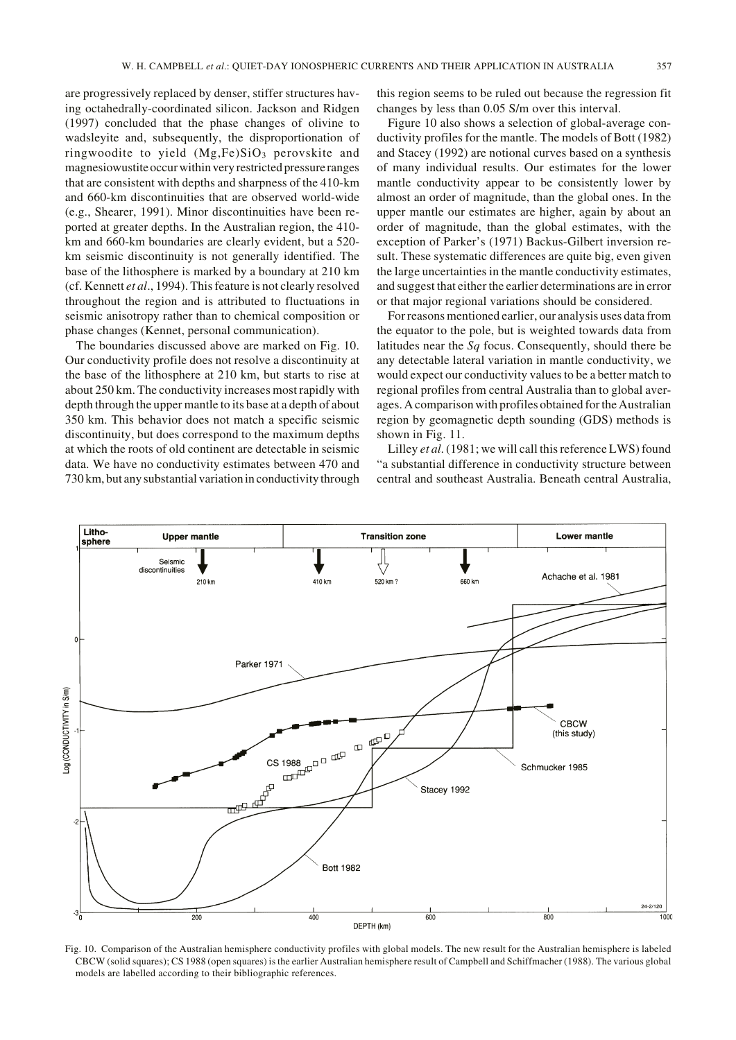are progressively replaced by denser, stiffer structures having octahedrally-coordinated silicon. Jackson and Ridgen (1997) concluded that the phase changes of olivine to wadsleyite and, subsequently, the disproportionation of ringwoodite to yield $(Mg,Fe)SiO_3$ perovskite and magnesiowustite occur within very restricted pressure ranges that are consistent with depths and sharpness of the 410-km and 660-km discontinuities that are observed world-wide (e.g., Shearer, 1991). Minor discontinuities have been reported at greater depths. In the Australian region, the 410-km and 660-km boundaries are clearly evident, but a 520-km seismic discontinuity is not generally identified. The base of the lithosphere is marked by a boundary at 210 km (cf. Kennett *et al*., 1994). This feature is not clearly resolved throughout the region and is attributed to fluctuations in seismic anisotropy rather than to chemical composition or phase changes (Kennet, personal communication).

The boundaries discussed above are marked on Fig. 10. Our conductivity profile does not resolve a discontinuity at the base of the lithosphere at 210 km, but starts to rise at about 250 km. The conductivity increases most rapidly with depth through the upper mantle to its base at a depth of about 350 km. This behavior does not match a specific seismic discontinuity, but does correspond to the maximum depths at which the roots of old continent are detectable in seismic data. We have no conductivity estimates between 470 and 730 km, but any substantial variation in conductivity through this region seems to be ruled out because the regression fit changes by less than 0.05 S/m over this interval.

Figure 10 also shows a selection of global-average conductivity profiles for the mantle. The models of Bott (1982) and Stacey (1992) are notional curves based on a synthesis of many individual results. Our estimates for the lower mantle conductivity appear to be consistently lower by almost an order of magnitude, than the global ones. In the upper mantle our estimates are higher, again by about an order of magnitude, than the global estimates, with the exception of Parker's (1971) Backus-Gilbert inversion result. These systematic differences are quite big, even given the large uncertainties in the mantle conductivity estimates, and suggest that either the earlier determinations are in error or that major regional variations should be considered.

For reasons mentioned earlier, our analysis uses data from the equator to the pole, but is weighted towards data from latitudes near the *Sq* focus. Consequently, should there be any detectable lateral variation in mantle conductivity, we would expect our conductivity values to be a better match to regional profiles from central Australia than to global averages. A comparison with profiles obtained for the Australian region by geomagnetic depth sounding (GDS) methods is shown in Fig. 11.

Lilley *et al*. (1981; we will call this reference LWS) found "a substantial difference in conductivity structure between central and southeast Australia. Beneath central Australia,

Fig. 10. Comparison of the Australian hemisphere conductivity profiles with global models. The new result for the Australian hemisphere is labeled CBCW (solid squares); CS 1988 (open squares) is the earlier Australian hemisphere result of Campbell and Schiffmacher (1988). The various global models are labelled according to their bibliographic references.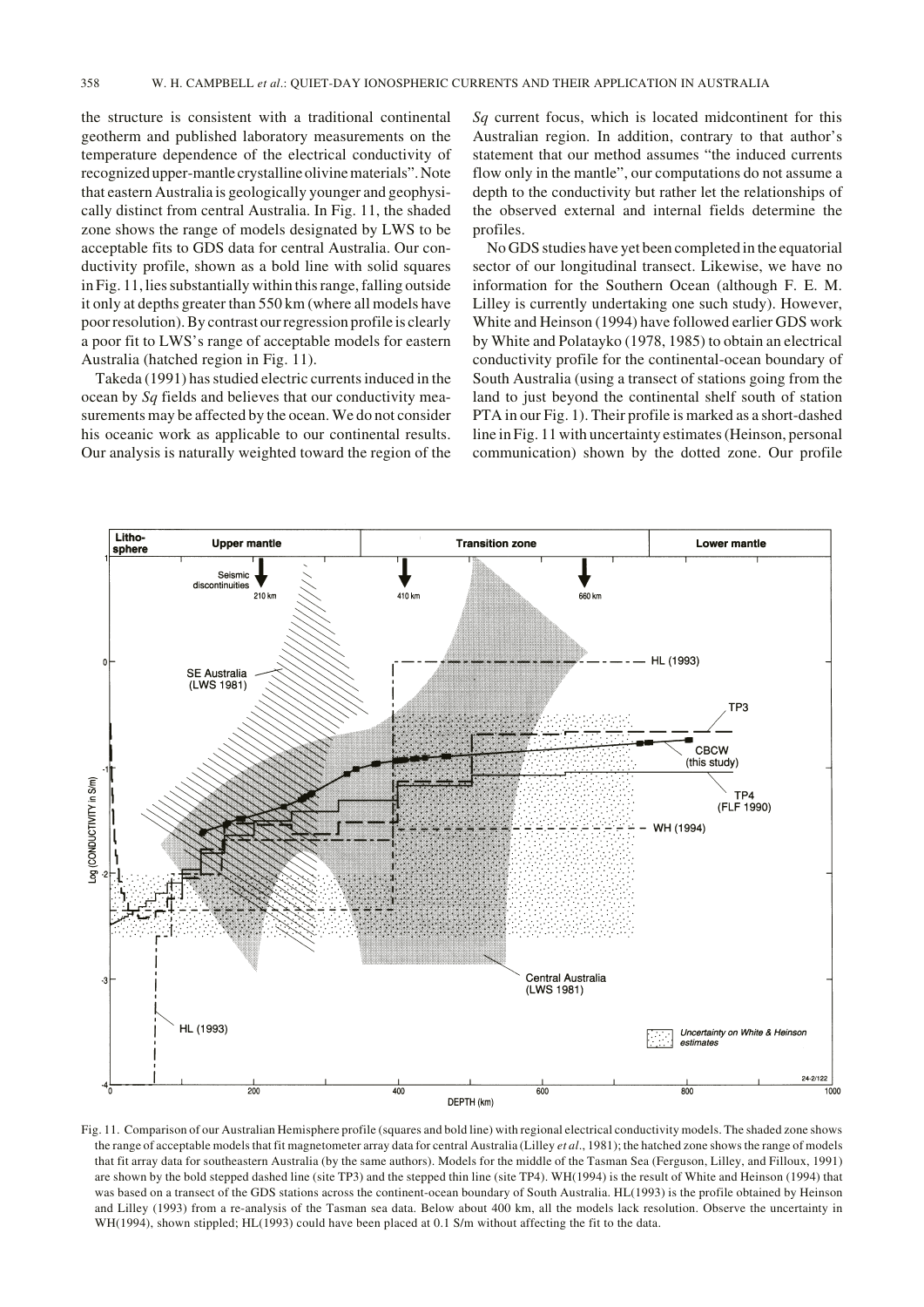the structure is consistent with a traditional continental geotherm and published laboratory measurements on the temperature dependence of the electrical conductivity of recognized upper-mantle crystalline olivine materials". Note that eastern Australia is geologically younger and geophysically distinct from central Australia. In Fig. 11, the shaded zone shows the range of models designated by LWS to be acceptable fits to GDS data for central Australia. Our conductivity profile, shown as a bold line with solid squares in Fig. 11, lies substantially within this range, falling outside it only at depths greater than 550 km (where all models have poor resolution). By contrast our regression profile is clearly a poor fit to LWS's range of acceptable models for eastern Australia (hatched region in Fig. 11).

Takeda (1991) has studied electric currents induced in the ocean by *Sq* fields and believes that our conductivity measurements may be affected by the ocean. We do not consider his oceanic work as applicable to our continental results. Our analysis is naturally weighted toward the region of the *Sq* current focus, which is located midcontinent for this Australian region. In addition, contrary to that author's statement that our method assumes "the induced currents flow only in the mantle", our computations do not assume a depth to the conductivity but rather let the relationships of the observed external and internal fields determine the profiles.

No GDS studies have yet been completed in the equatorial sector of our longitudinal transect. Likewise, we have no information for the Southern Ocean (although F. E. M. Lilley is currently undertaking one such study). However, White and Heinson (1994) have followed earlier GDS work by White and Polatayko (1978, 1985) to obtain an electrical conductivity profile for the continental-ocean boundary of South Australia (using a transect of stations going from the land to just beyond the continental shelf south of station PTA in our Fig. 1). Their profile is marked as a short-dashed line in Fig. 11 with uncertainty estimates (Heinson, personal communication) shown by the dotted zone. Our profile

Fig. 11. Comparison of our Australian Hemisphere profile (squares and bold line) with regional electrical conductivity models. The shaded zone shows the range of acceptable models that fit magnetometer array data for central Australia (Lilley *et al*., 1981); the hatched zone shows the range of models that fit array data for southeastern Australia (by the same authors). Models for the middle of the Tasman Sea (Ferguson, Lilley, and Filloux, 1991) are shown by the bold stepped dashed line (site TP3) and the stepped thin line (site TP4). WH(1994) is the result of White and Heinson (1994) that was based on a transect of the GDS stations across the continent-ocean boundary of South Australia. HL(1993) is the profile obtained by Heinson and Lilley (1993) from a re-analysis of the Tasman sea data. Below about 400 km, all the models lack resolution. Observe the uncertainty in WH(1994), shown stippled; HL(1993) could have been placed at 0.1 S/m without affecting the fit to the data.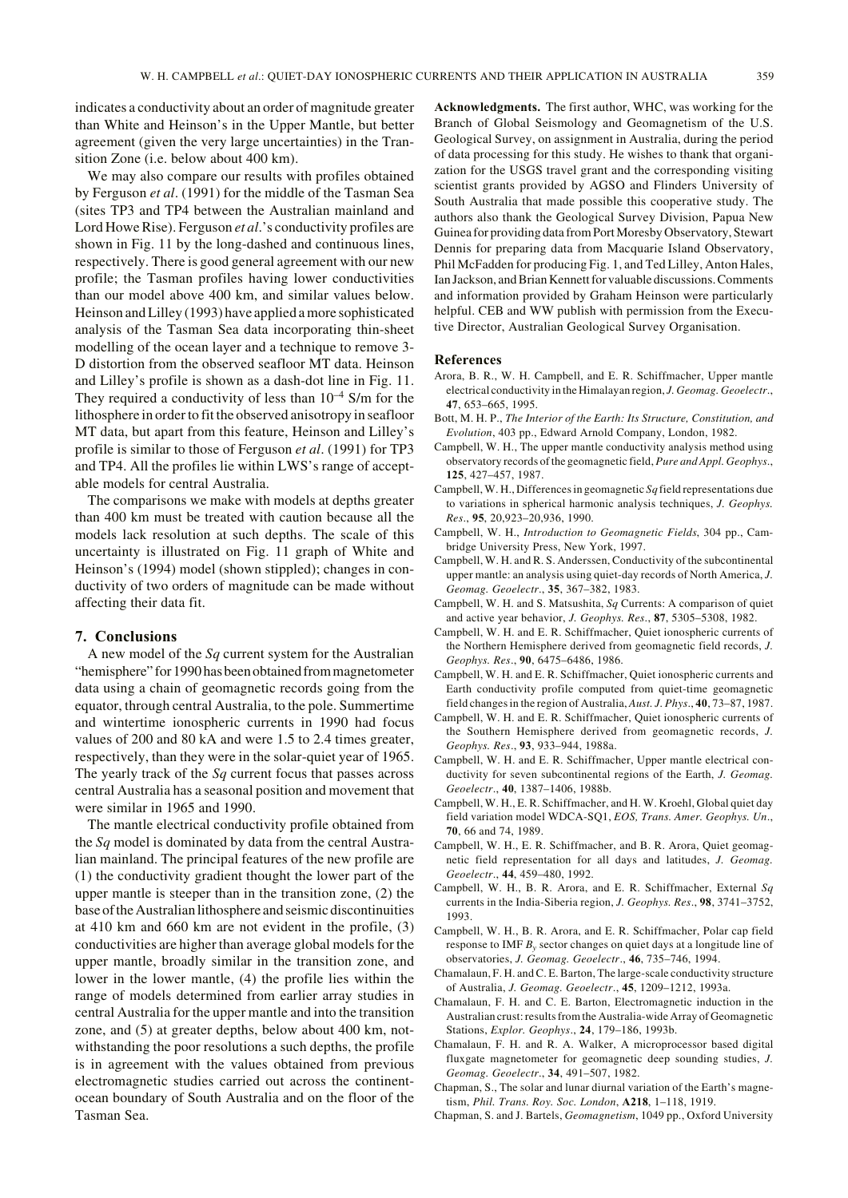indicates a conductivity about an order of magnitude greater than White and Heinson's in the Upper Mantle, but better agreement (given the very large uncertainties) in the Transition Zone (i.e. below about 400 km).

We may also compare our results with profiles obtained by Ferguson *et al*. (1991) for the middle of the Tasman Sea (sites TP3 and TP4 between the Australian mainland and Lord Howe Rise). Ferguson *et al*.'s conductivity profiles are shown in Fig. 11 by the long-dashed and continuous lines, respectively. There is good general agreement with our new profile; the Tasman profiles having lower conductivities than our model above 400 km, and similar values below. Heinson and Lilley (1993) have applied a more sophisticated analysis of the Tasman Sea data incorporating thin-sheet modelling of the ocean layer and a technique to remove 3-D distortion from the observed seafloor MT data. Heinson and Lilley's profile is shown as a dash-dot line in Fig. 11. They required a conductivity of less than $10^{-4}$ S/m for the lithosphere in order to fit the observed anisotropy in seafloor MT data, but apart from this feature, Heinson and Lilley's profile is similar to those of Ferguson *et al*. (1991) for TP3 and TP4. All the profiles lie within LWS's range of acceptable models for central Australia.

The comparisons we make with models at depths greater than 400 km must be treated with caution because all the models lack resolution at such depths. The scale of this uncertainty is illustrated on Fig. 11 graph of White and Heinson's (1994) model (shown stippled); changes in conductivity of two orders of magnitude can be made without affecting their data fit.

## 7. Conclusions

A new model of the *Sq* current system for the Australian "hemisphere" for 1990 has been obtained from magnetometer data using a chain of geomagnetic records going from the equator, through central Australia, to the pole. Summertime and wintertime ionospheric currents in 1990 had focus values of 200 and 80 kA and were 1.5 to 2.4 times greater, respectively, than they were in the solar-quiet year of 1965. The yearly track of the *Sq* current focus that passes across central Australia has a seasonal position and movement that were similar in 1965 and 1990.

The mantle electrical conductivity profile obtained from the *Sq* model is dominated by data from the central Australian mainland. The principal features of the new profile are (1) the conductivity gradient thought the lower part of the upper mantle is steeper than in the transition zone, (2) the base of the Australian lithosphere and seismic discontinuities at 410 km and 660 km are not evident in the profile, (3) conductivities are higher than average global models for the upper mantle, broadly similar in the transition zone, and lower in the lower mantle, (4) the profile lies within the range of models determined from earlier array studies in central Australia for the upper mantle and into the transition zone, and (5) at greater depths, below about 400 km, notwithstanding the poor resolutions a such depths, the profile is in agreement with the values obtained from previous electromagnetic studies carried out across the continent-ocean boundary of South Australia and on the floor of the Tasman Sea.

**Acknowledgments.** The first author, WHC, was working for the Branch of Global Seismology and Geomagnetism of the U.S. Geological Survey, on assignment in Australia, during the period of data processing for this study. He wishes to thank that organization for the USGS travel grant and the corresponding visiting scientist grants provided by AGSO and Flinders University of South Australia that made possible this cooperative study. The authors also thank the Geological Survey Division, Papua New Guinea for providing data from Port Moresby Observatory, Stewart Dennis for preparing data from Macquarie Island Observatory, Phil McFadden for producing Fig. 1, and Ted Lilley, Anton Hales, Ian Jackson, and Brian Kennett for valuable discussions. Comments and information provided by Graham Heinson were particularly helpful. CEB and WW publish with permission from the Executive Director, Australian Geological Survey Organisation.

## References

Arora, B. R., W. H. Campbell, and E. R. Schiffmacher, Upper mantle electrical conductivity in the Himalayan region, *J. Geomag. Geoelectr*., **47**, 653–665, 1995.

Bott, M. H. P., *The Interior of the Earth: Its Structure, Constitution, and Evolution*, 403 pp., Edward Arnold Company, London, 1982.

Campbell, W. H., The upper mantle conductivity analysis method using observatory records of the geomagnetic field, *Pure and Appl. Geophys*., **125**, 427–457, 1987.

Campbell, W. H., Differences in geomagnetic *Sq* field representations due to variations in spherical harmonic analysis techniques, *J. Geophys. Res*., **95**, 20,923–20,936, 1990.

Campbell, W. H., *Introduction to Geomagnetic Fields*, 304 pp., Cambridge University Press, New York, 1997.

Campbell, W. H. and R. S. Anderssen, Conductivity of the subcontinental upper mantle: an analysis using quiet-day records of North America, *J. Geomag. Geoelectr*., **35**, 367–382, 1983.

Campbell, W. H. and S. Matsushita, *Sq* Currents: A comparison of quiet and active year behavior, *J. Geophys. Res*., **87**, 5305–5308, 1982.

Campbell, W. H. and E. R. Schiffmacher, Quiet ionospheric currents of the Northern Hemisphere derived from geomagnetic field records, *J. Geophys. Res*., **90**, 6475–6486, 1986.

Campbell, W. H. and E. R. Schiffmacher, Quiet ionospheric currents and Earth conductivity profile computed from quiet-time geomagnetic field changes in the region of Australia, *Aust. J. Phys*., **40**, 73–87, 1987.

Campbell, W. H. and E. R. Schiffmacher, Quiet ionospheric currents of the Southern Hemisphere derived from geomagnetic records, *J. Geophys. Res*., **93**, 933–944, 1988a.

Campbell, W. H. and E. R. Schiffmacher, Upper mantle electrical conductivity for seven subcontinental regions of the Earth, *J. Geomag. Geoelectr*., **40**, 1387–1406, 1988b.

Campbell, W. H., E. R. Schiffmacher, and H. W. Kroehl, Global quiet day field variation model WDCA-SQ1, *EOS, Trans. Amer. Geophys. Un*., **70**, 66 and 74, 1989.

Campbell, W. H., E. R. Schiffmacher, and B. R. Arora, Quiet geomagnetic field representation for all days and latitudes, *J. Geomag. Geoelectr*., **44**, 459–480, 1992.

Campbell, W. H., B. R. Arora, and E. R. Schiffmacher, External *Sq* currents in the India-Siberia region, *J. Geophys. Res*., **98**, 3741–3752, 1993.

Campbell, W. H., B. R. Arora, and E. R. Schiffmacher, Polar cap field response to IMF $B_y$ sector changes on quiet days at a longitude line of observatories, *J. Geomag. Geoelectr*., **46**, 735–746, 1994.

Chamalaun, F. H. and C. E. Barton, The large-scale conductivity structure of Australia, *J. Geomag. Geoelectr*., **45**, 1209–1212, 1993a.

Chamalaun, F. H. and C. E. Barton, Electromagnetic induction in the Australian crust: results from the Australia-wide Array of Geomagnetic Stations, *Explor. Geophys*., **24**, 179–186, 1993b.

Chamalaun, F. H. and R. A. Walker, A microprocessor based digital fluxgate magnetometer for geomagnetic deep sounding studies, *J. Geomag. Geoelectr*., **34**, 491–507, 1982.

Chapman, S., The solar and lunar diurnal variation of the Earth's magnetism, *Phil. Trans. Roy. Soc. London*, **A218**, 1–118, 1919.

Chapman, S. and J. Bartels, *Geomagnetism*, 1049 pp., Oxford University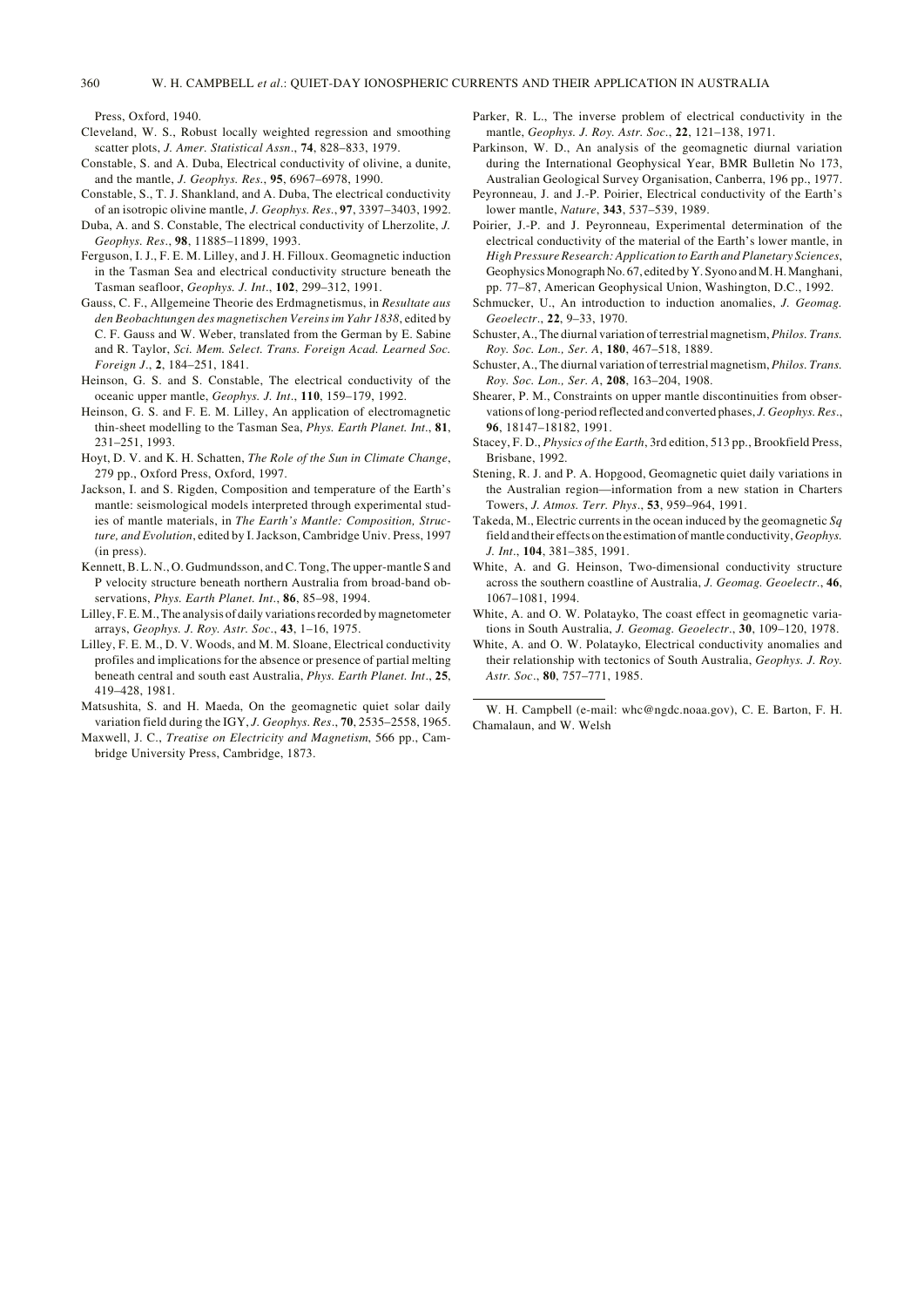Press, Oxford, 1940.

Cleveland, W. S., Robust locally weighted regression and smoothing scatter plots, *J. Amer. Statistical Assn.*, **74**, 828–833, 1979.

Constable, S. and A. Duba, Electrical conductivity of olivine, a dunite, and the mantle, *J. Geophys. Res.*, **95**, 6967–6978, 1990.

Constable, S., T. J. Shankland, and A. Duba, The electrical conductivity of an isotropic olivine mantle, *J. Geophys. Res.*, **97**, 3397–3403, 1992.

Duba, A. and S. Constable, The electrical conductivity of Lherzolite, *J. Geophys. Res.*, **98**, 11885–11899, 1993.

Ferguson, I. J., F. E. M. Lilley, and J. H. Filloux. Geomagnetic induction in the Tasman Sea and electrical conductivity structure beneath the Tasman seafloor, *Geophys. J. Int.*, **102**, 299–312, 1991.

Gauss, C. F., Allgemeine Theorie des Erdmagnetismus, in *Resultate aus den Beobachtungen des magnetischen Vereins im Yahr 1838*, edited by C. F. Gauss and W. Weber, translated from the German by E. Sabine and R. Taylor, *Sci. Mem. Select. Trans. Foreign Acad. Learned Soc. Foreign J.*, **2**, 184–251, 1841.

Heinson, G. S. and S. Constable, The electrical conductivity of the oceanic upper mantle, *Geophys. J. Int*, **110**, 159–179, 1992.

Heinson, G. S. and F. E. M. Lilley, An application of electromagnetic thin-sheet modelling to the Tasman Sea, *Phys. Earth Planet. Int.*, **81**, 231–251, 1993.

Hoyt, D. V. and K. H. Schatten, *The Role of the Sun in Climate Change*, 279 pp., Oxford Press, Oxford, 1997.

Jackson, I. and S. Rigden, Composition and temperature of the Earth's mantle: seismological models interpreted through experimental studies of mantle materials, in *The Earth's Mantle: Composition, Structure, and Evolution*, edited by I. Jackson, Cambridge Univ. Press, 1997 (in press).

Kennett, B. L. N., O. Gudmundsson, and C. Tong, The upper-mantle S and P velocity structure beneath northern Australia from broad-band observations, *Phys. Earth Planet. Int.*, **86**, 85–98, 1994.

Lilley, F. E. M., The analysis of daily variations recorded by magnetometer arrays, *Geophys. J. Roy. Astr. Soc.*, **43**, 1–16, 1975.

Lilley, F. E. M., D. V. Woods, and M. M. Sloane, Electrical conductivity profiles and implications for the absence or presence of partial melting beneath central and south east Australia, *Phys. Earth Planet. Int.*, **25**, 419–428, 1981.

Matsushita, S. and H. Maeda, On the geomagnetic quiet solar daily variation field during the IGY, *J. Geophys. Res.*, **70**, 2535–2558, 1965.

Maxwell, J. C., *Treatise on Electricity and Magnetism*, 566 pp., Cambridge University Press, Cambridge, 1873.

Parker, R. L., The inverse problem of electrical conductivity in the mantle, *Geophys. J. Roy. Astr. Soc.*, **22**, 121–138, 1971.

Parkinson, W. D., An analysis of the geomagnetic diurnal variation during the International Geophysical Year, BMR Bulletin No 173, Australian Geological Survey Organisation, Canberra, 196 pp., 1977.

Peyronneau, J. and J.-P. Poirier, Electrical conductivity of the Earth's lower mantle, *Nature*, **343**, 537–539, 1989.

Poirier, J.-P. and J. Peyronneau, Experimental determination of the electrical conductivity of the material of the Earth's lower mantle, in *High Pressure Research: Application to Earth and Planetary Sciences*, Geophysics Monograph No. 67, edited by Y. Syono and M. H. Manghani, pp. 77–87, American Geophysical Union, Washington, D.C., 1992.

Schmucker, U., An introduction to induction anomalies, *J. Geomag. Geoelectr.*, **22**, 9–33, 1970.

Schuster, A., The diurnal variation of terrestrial magnetism, *Philos. Trans. Roy. Soc. Lon., Ser. A*, **180**, 467–518, 1889.

Schuster, A., The diurnal variation of terrestrial magnetism, *Philos. Trans. Roy. Soc. Lon., Ser. A*, **208**, 163–204, 1908.

Shearer, P. M., Constraints on upper mantle discontinuities from observations of long-period reflected and converted phases, *J. Geophys. Res.*, **96**, 18147–18182, 1991.

Stacey, F. D., *Physics of the Earth*, 3rd edition, 513 pp., Brookfield Press, Brisbane, 1992.

Stening, R. J. and P. A. Hopgood, Geomagnetic quiet daily variations in the Australian region—information from a new station in Charters Towers, *J. Atmos. Terr. Phys.*, **53**, 959–964, 1991.

Takeda, M., Electric currents in the ocean induced by the geomagnetic *Sq* field and their effects on the estimation of mantle conductivity, *Geophys. J. Int.*, **104**, 381–385, 1991.

White, A. and G. Heinson, Two-dimensional conductivity structure across the southern coastline of Australia, *J. Geomag. Geoelectr.*, **46**, 1067–1081, 1994.

White, A. and O. W. Polatayko, The coast effect in geomagnetic variations in South Australia, *J. Geomag. Geoelectr.*, **30**, 109–120, 1978.

White, A. and O. W. Polatayko, Electrical conductivity anomalies and their relationship with tectonics of South Australia, *Geophys. J. Roy. Astr. Soc.*, **80**, 757–771, 1985.

---

W. H. Campbell (e-mail: whc@ngdc.noaa.gov), C. E. Barton, F. H. Chamalaun, and W. Welsh